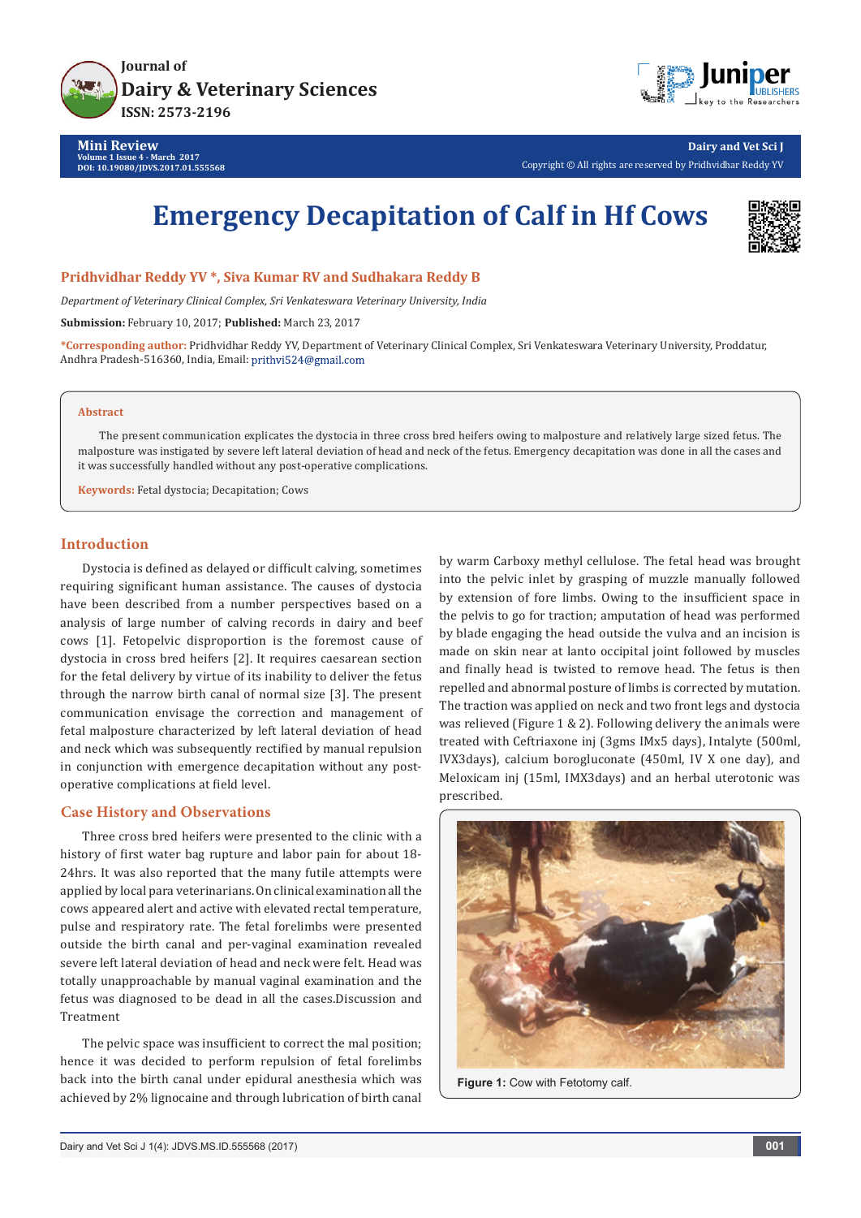Journal of
Dairy & Veterinary Sciences
ISSN: 2573-2196

**Mini Review**
Volume 1 Issue 4 - March 2017
DOI: 10.19080/JDVS.2017.01.555568

Dairy and Vet Sci J
Copyright © All rights are reserved by Pridhvidhar Reddy YV

# Emergency Decapitation of Calf in Hf Cows

**Pridhvidhar Reddy YV \*, Siva Kumar RV and Sudhakara Reddy B**

*Department of Veterinary Clinical Complex, Sri Venkateswara Veterinary University, India*

**Submission:** February 10, 2017; **Published:** March 23, 2017

**\*Corresponding author:** Pridhvidhar Reddy YV, Department of Veterinary Clinical Complex, Sri Venkateswara Veterinary University, Proddatur, Andhra Pradesh-516360, India, Email: prithvi524@gmail.com

## Abstract

The present communication explicates the dystocia in three cross bred heifers owing to malposture and relatively large sized fetus. The malposture was instigated by severe left lateral deviation of head and neck of the fetus. Emergency decapitation was done in all the cases and it was successfully handled without any post-operative complications.

**Keywords:** Fetal dystocia; Decapitation; Cows

## Introduction

Dystocia is defined as delayed or difficult calving, sometimes requiring significant human assistance. The causes of dystocia have been described from a number perspectives based on a analysis of large number of calving records in dairy and beef cows [1]. Fetopelvic disproportion is the foremost cause of dystocia in cross bred heifers [2]. It requires caesarean section for the fetal delivery by virtue of its inability to deliver the fetus through the narrow birth canal of normal size [3]. The present communication envisage the correction and management of fetal malposture characterized by left lateral deviation of head and neck which was subsequently rectified by manual repulsion in conjunction with emergence decapitation without any post-operative complications at field level.

## Case History and Observations

Three cross bred heifers were presented to the clinic with a history of first water bag rupture and labor pain for about 18-24hrs. It was also reported that the many futile attempts were applied by local para veterinarians. On clinical examination all the cows appeared alert and active with elevated rectal temperature, pulse and respiratory rate. The fetal forelimbs were presented outside the birth canal and per-vaginal examination revealed severe left lateral deviation of head and neck were felt. Head was totally unapproachable by manual vaginal examination and the fetus was diagnosed to be dead in all the cases.Discussion and Treatment

The pelvic space was insufficient to correct the mal position; hence it was decided to perform repulsion of fetal forelimbs back into the birth canal under epidural anesthesia which was achieved by 2% lignocaine and through lubrication of birth canal by warm Carboxy methyl cellulose. The fetal head was brought into the pelvic inlet by grasping of muzzle manually followed by extension of fore limbs. Owing to the insufficient space in the pelvis to go for traction; amputation of head was performed by blade engaging the head outside the vulva and an incision is made on skin near at lanto occipital joint followed by muscles and finally head is twisted to remove head. The fetus is then repelled and abnormal posture of limbs is corrected by mutation. The traction was applied on neck and two front legs and dystocia was relieved (Figure 1 & 2). Following delivery the animals were treated with Ceftriaxone inj (3gms IMx5 days), Intalyte (500ml, IVX3days), calcium borogluconate (450ml, IV X one day), and Meloxicam inj (15ml, IMX3days) and an herbal uterotonic was prescribed.

**Figure 1:** Cow with Fetotomy calf.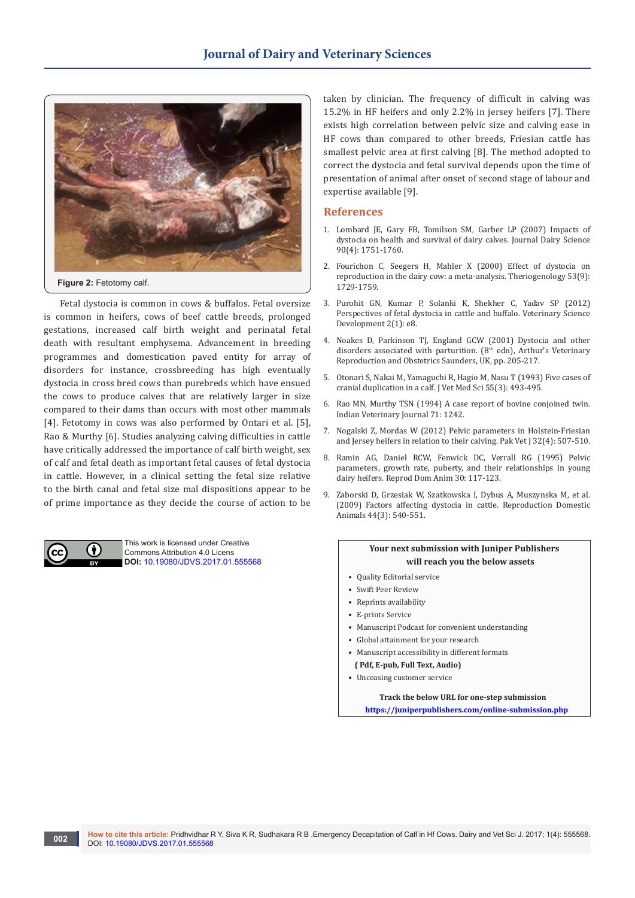Figure 2: Fetotomy calf.

Fetal dystocia is common in cows & buffalos. Fetal oversize is common in heifers, cows of beef cattle breeds, prolonged gestations, increased calf birth weight and perinatal fetal death with resultant emphysema. Advancement in breeding programmes and domestication paved entity for array of disorders for instance, crossbreeding has high eventually dystocia in cross bred cows than purebreds which have ensued the cows to produce calves that are relatively larger in size compared to their dams than occurs with most other mammals [4]. Fetotomy in cows was also performed by Ontari et al. [5], Rao & Murthy [6]. Studies analyzing calving difficulties in cattle have critically addressed the importance of calf birth weight, sex of calf and fetal death as important fetal causes of fetal dystocia in cattle. However, in a clinical setting the fetal size relative to the birth canal and fetal size mal dispositions appear to be of prime importance as they decide the course of action to be taken by clinician. The frequency of difficult in calving was 15.2% in HF heifers and only 2.2% in jersey heifers [7]. There exists high correlation between pelvic size and calving ease in HF cows than compared to other breeds, Friesian cattle has smallest pelvic area at first calving [8]. The method adopted to correct the dystocia and fetal survival depends upon the time of presentation of animal after onset of second stage of labour and expertise available [9].

## References

1. Lombard JE, Gary FB, Tomilson SM, Garber LP (2007) Impacts of dystocia on health and survival of dairy calves. Journal Dairy Science 90(4): 1751-1760.
2. Fourichon C, Seegers H, Mahler X (2000) Effect of dystocia on reproduction in the dairy cow: a meta-analysis. Theriogenology 53(9): 1729-1759.
3. Purohit GN, Kumar P, Solanki K, Shekher C, Yadav SP (2012) Perspectives of fetal dystocia in cattle and buffalo. Veterinary Science Development 2(1): e8.
4. Noakes D, Parkinson TJ, England GCW (2001) Dystocia and other disorders associated with parturition. (8th edn), Arthur's Veterinary Reproduction and Obstetrics Saunders, UK, pp. 205-217.
5. Otonari S, Nakai M, Yamaguchi R, Hagio M, Nasu T (1993) Five cases of cranial duplication in a calf. J Vet Med Sci 55(3): 493-495.
6. Rao MN, Murthy TSN (1994) A case report of bovine conjoined twin. Indian Veterinary Journal 71: 1242.
7. Nogalski Z, Mordas W (2012) Pelvic parameters in Holstein-Friesian and Jersey heifers in relation to their calving. Pak Vet J 32(4): 507-510.
8. Ramin AG, Daniel RCW, Fenwick DC, Verrall RG (1995) Pelvic parameters, growth rate, puberty, and their relationships in young dairy heifers. Reprod Dom Anim 30: 117-123.
9. Zaborski D, Grzesiak W, Szatkowska I, Dybus A, Muszynska M, et al. (2009) Factors affecting dystocia in cattle. Reproduction Domestic Animals 44(3): 540-551.

This work is licensed under Creative Commons Attribution 4.0 Licens
**DOI:** 10.19080/JDVS.2017.01.555568

**Your next submission with Juniper Publishers will reach you the below assets**

- Quality Editorial service
- Swift Peer Review
- Reprints availability
- E-prints Service
- Manuscript Podcast for convenient understanding
- Global attainment for your research
- Manuscript accessibility in different formats
  **( Pdf, E-pub, Full Text, Audio)**
- Unceasing customer service

**Track the below URL for one-step submission**
**https://juniperpublishers.com/online-submission.php**

**How to cite this article:** Pridhvidhar R Y, Siva K R, Sudhakara R B .Emergency Decapitation of Calf in Hf Cows. Dairy and Vet Sci J. 2017; 1(4): 555568. DOI: 10.19080/JDVS.2017.01.555568